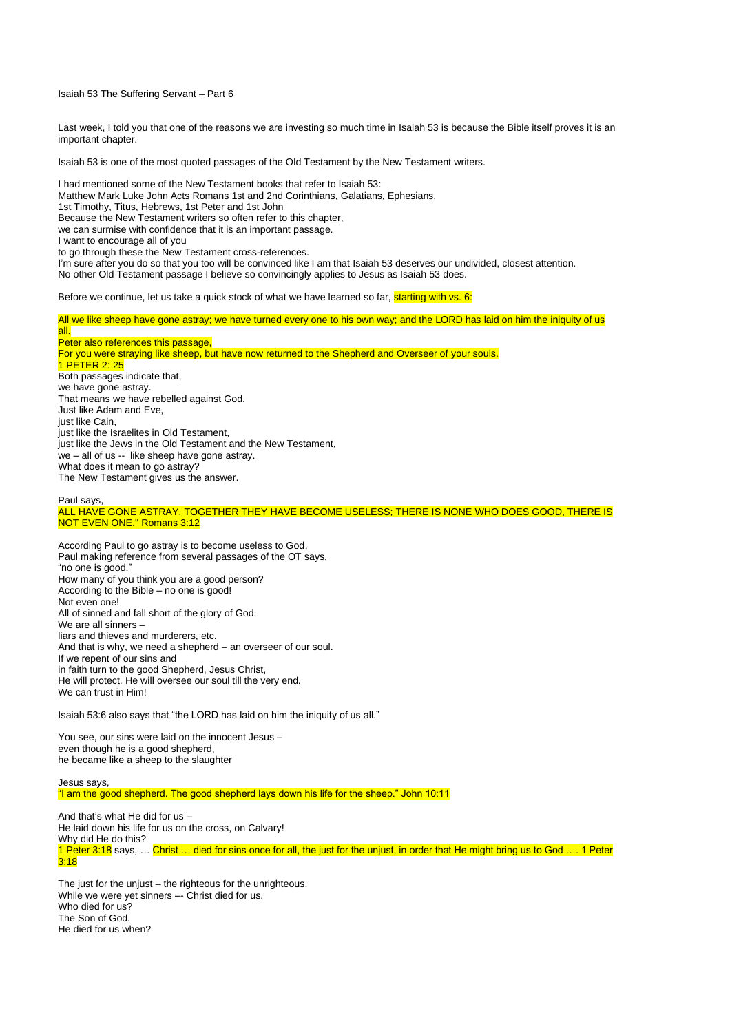Isaiah 53 The Suffering Servant – Part 6

Last week, I told you that one of the reasons we are investing so much time in Isaiah 53 is because the Bible itself proves it is an important chapter.

Isaiah 53 is one of the most quoted passages of the Old Testament by the New Testament writers.

I had mentioned some of the New Testament books that refer to Isaiah 53:
Matthew Mark Luke John Acts Romans 1st and 2nd Corinthians, Galatians, Ephesians,
1st Timothy, Titus, Hebrews, 1st Peter and 1st John
Because the New Testament writers so often refer to this chapter,
we can surmise with confidence that it is an important passage.
I want to encourage all of you
to go through these the New Testament cross-references.
I'm sure after you do so that you too will be convinced like I am that Isaiah 53 deserves our undivided, closest attention.
No other Old Testament passage I believe so convincingly applies to Jesus as Isaiah 53 does.

Before we continue, let us take a quick stock of what we have learned so far, starting with vs. 6:

All we like sheep have gone astray; we have turned every one to his own way; and the LORD has laid on him the iniquity of us all.
Peter also references this passage,
For you were straying like sheep, but have now returned to the Shepherd and Overseer of your souls.
1 PETER 2: 25
Both passages indicate that,
we have gone astray.
That means we have rebelled against God.
Just like Adam and Eve,
just like Cain,
just like the Israelites in Old Testament,
just like the Jews in the Old Testament and the New Testament,
we – all of us -- like sheep have gone astray.
What does it mean to go astray?
The New Testament gives us the answer.

Paul says,
ALL HAVE GONE ASTRAY, TOGETHER THEY HAVE BECOME USELESS; THERE IS NONE WHO DOES GOOD, THERE IS NOT EVEN ONE." Romans 3:12

According Paul to go astray is to become useless to God.
Paul making reference from several passages of the OT says,
"no one is good."
How many of you think you are a good person?
According to the Bible – no one is good!
Not even one!
All of sinned and fall short of the glory of God.
We are all sinners –
liars and thieves and murderers, etc.
And that is why, we need a shepherd – an overseer of our soul.
If we repent of our sins and
in faith turn to the good Shepherd, Jesus Christ,
He will protect. He will oversee our soul till the very end.
We can trust in Him!

Isaiah 53:6 also says that "the LORD has laid on him the iniquity of us all."

You see, our sins were laid on the innocent Jesus –
even though he is a good shepherd,
he became like a sheep to the slaughter

Jesus says,
"I am the good shepherd. The good shepherd lays down his life for the sheep." John 10:11

And that's what He did for us –
He laid down his life for us on the cross, on Calvary!
Why did He do this?
1 Peter 3:18 says, … Christ … died for sins once for all, the just for the unjust, in order that He might bring us to God …. 1 Peter 3:18

The just for the unjust – the righteous for the unrighteous.
While we were yet sinners –- Christ died for us.
Who died for us?
The Son of God.
He died for us when?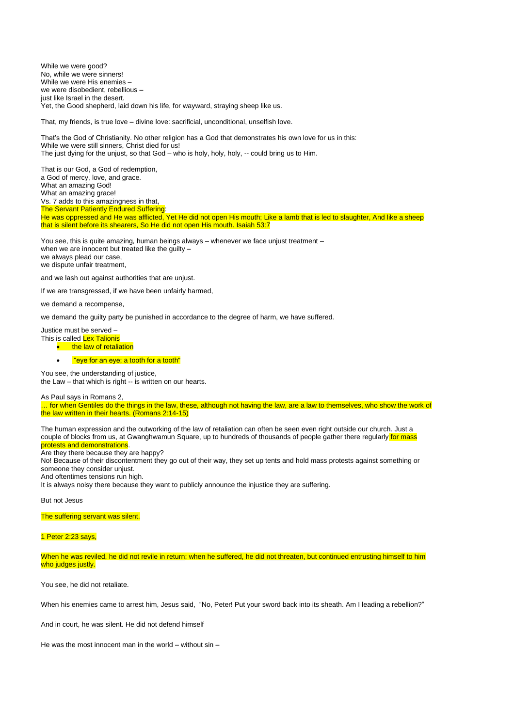While we were good?
No, while we were sinners!
While we were His enemies –
we were disobedient, rebellious –
just like Israel in the desert.
Yet, the Good shepherd, laid down his life, for wayward, straying sheep like us.

That, my friends, is true love – divine love: sacrificial, unconditional, unselfish love.

That's the God of Christianity. No other religion has a God that demonstrates his own love for us in this:
While we were still sinners, Christ died for us!
The just dying for the unjust, so that God – who is holy, holy, holy, -- could bring us to Him.

That is our God, a God of redemption,
a God of mercy, love, and grace.
What an amazing God!
What an amazing grace!
Vs. 7 adds to this amazingness in that,
The Servant Patiently Endured Suffering:
He was oppressed and He was afflicted, Yet He did not open His mouth; Like a lamb that is led to slaughter, And like a sheep that is silent before its shearers, So He did not open His mouth. Isaiah 53:7

You see, this is quite amazing, human beings always – whenever we face unjust treatment –
when we are innocent but treated like the guilty –
we always plead our case,
we dispute unfair treatment,

and we lash out against authorities that are unjust.

If we are transgressed, if we have been unfairly harmed,

we demand a recompense,

we demand the guilty party be punished in accordance to the degree of harm, we have suffered.

Justice must be served –
This is called Lex Talionis

- the law of retaliation
- "eye for an eye; a tooth for a tooth"

You see, the understanding of justice,
the Law – that which is right -- is written on our hearts.

As Paul says in Romans 2,
… for when Gentiles do the things in the law, these, although not having the law, are a law to themselves, who show the work of the law written in their hearts. (Romans 2:14-15)

The human expression and the outworking of the law of retaliation can often be seen even right outside our church. Just a couple of blocks from us, at Gwanghwamun Square, up to hundreds of thousands of people gather there regularly for mass protests and demonstrations.
Are they there because they are happy?
No! Because of their discontentment they go out of their way, they set up tents and hold mass protests against something or someone they consider unjust.
And oftentimes tensions run high.
It is always noisy there because they want to publicly announce the injustice they are suffering.

But not Jesus

The suffering servant was silent.

1 Peter 2:23 says,

When he was reviled, he did not revile in return; when he suffered, he did not threaten, but continued entrusting himself to him who judges justly.

You see, he did not retaliate.

When his enemies came to arrest him, Jesus said, "No, Peter! Put your sword back into its sheath. Am I leading a rebellion?"

And in court, he was silent. He did not defend himself

He was the most innocent man in the world – without sin –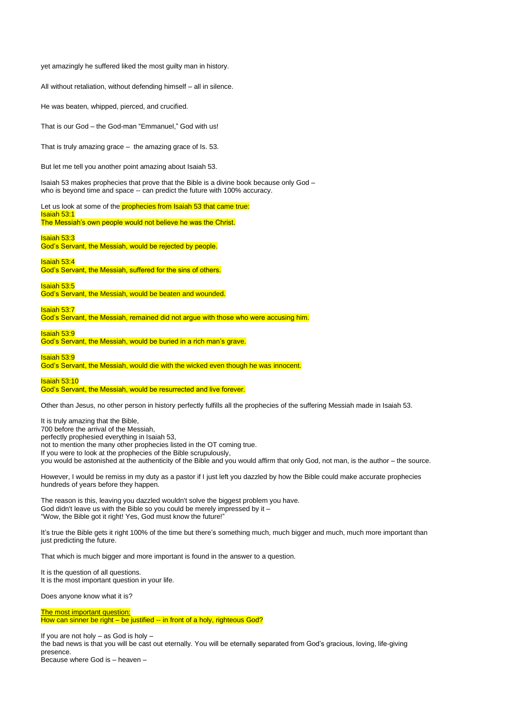yet amazingly he suffered liked the most guilty man in history.

All without retaliation, without defending himself – all in silence.

He was beaten, whipped, pierced, and crucified.

That is our God – the God-man "Emmanuel," God with us!

That is truly amazing grace – the amazing grace of Is. 53.

But let me tell you another point amazing about Isaiah 53.

Isaiah 53 makes prophecies that prove that the Bible is a divine book because only God –
who is beyond time and space -- can predict the future with 100% accuracy.

Let us look at some of the prophecies from Isaiah 53 that came true:
Isaiah 53:1
The Messiah's own people would not believe he was the Christ.

Isaiah 53:3
God's Servant, the Messiah, would be rejected by people.

Isaiah 53:4
God's Servant, the Messiah, suffered for the sins of others.

Isaiah 53:5
God's Servant, the Messiah, would be beaten and wounded.

Isaiah 53:7
God's Servant, the Messiah, remained did not argue with those who were accusing him.

Isaiah 53:9
God's Servant, the Messiah, would be buried in a rich man's grave.

Isaiah 53:9
God's Servant, the Messiah, would die with the wicked even though he was innocent.

Isaiah 53:10
God's Servant, the Messiah, would be resurrected and live forever.

Other than Jesus, no other person in history perfectly fulfills all the prophecies of the suffering Messiah made in Isaiah 53.

It is truly amazing that the Bible,
700 before the arrival of the Messiah,
perfectly prophesied everything in Isaiah 53,
not to mention the many other prophecies listed in the OT coming true.
If you were to look at the prophecies of the Bible scrupulously,
you would be astonished at the authenticity of the Bible and you would affirm that only God, not man, is the author – the source.

However, I would be remiss in my duty as a pastor if I just left you dazzled by how the Bible could make accurate prophecies hundreds of years before they happen.

The reason is this, leaving you dazzled wouldn't solve the biggest problem you have.
God didn't leave us with the Bible so you could be merely impressed by it –
"Wow, the Bible got it right! Yes, God must know the future!"

It's true the Bible gets it right 100% of the time but there's something much, much bigger and much, much more important than just predicting the future.

That which is much bigger and more important is found in the answer to a question.

It is the question of all questions.
It is the most important question in your life.

Does anyone know what it is?

The most important question:
How can sinner be right – be justified -- in front of a holy, righteous God?

If you are not holy – as God is holy –
the bad news is that you will be cast out eternally. You will be eternally separated from God's gracious, loving, life-giving presence.
Because where God is – heaven –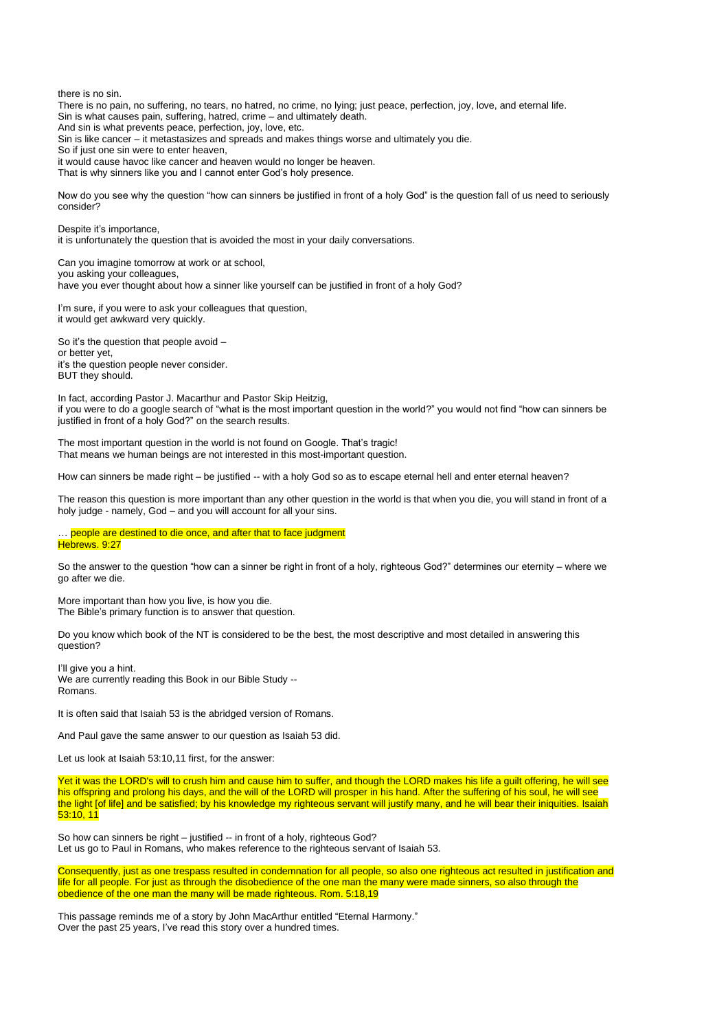there is no sin.
There is no pain, no suffering, no tears, no hatred, no crime, no lying; just peace, perfection, joy, love, and eternal life.
Sin is what causes pain, suffering, hatred, crime – and ultimately death.
And sin is what prevents peace, perfection, joy, love, etc.
Sin is like cancer – it metastasizes and spreads and makes things worse and ultimately you die.
So if just one sin were to enter heaven,
it would cause havoc like cancer and heaven would no longer be heaven.
That is why sinners like you and I cannot enter God's holy presence.

Now do you see why the question "how can sinners be justified in front of a holy God" is the question fall of us need to seriously consider?

Despite it's importance,
it is unfortunately the question that is avoided the most in your daily conversations.

Can you imagine tomorrow at work or at school,
you asking your colleagues,
have you ever thought about how a sinner like yourself can be justified in front of a holy God?

I'm sure, if you were to ask your colleagues that question,
it would get awkward very quickly.

So it's the question that people avoid –
or better yet,
it's the question people never consider.
BUT they should.

In fact, according Pastor J. Macarthur and Pastor Skip Heitzig,
if you were to do a google search of "what is the most important question in the world?" you would not find "how can sinners be justified in front of a holy God?" on the search results.

The most important question in the world is not found on Google. That's tragic!
That means we human beings are not interested in this most-important question.

How can sinners be made right – be justified -- with a holy God so as to escape eternal hell and enter eternal heaven?

The reason this question is more important than any other question in the world is that when you die, you will stand in front of a holy judge - namely, God – and you will account for all your sins.

… people are destined to die once, and after that to face judgment
Hebrews. 9:27

So the answer to the question "how can a sinner be right in front of a holy, righteous God?" determines our eternity – where we go after we die.

More important than how you live, is how you die.
The Bible's primary function is to answer that question.

Do you know which book of the NT is considered to be the best, the most descriptive and most detailed in answering this question?

I'll give you a hint.
We are currently reading this Book in our Bible Study --
Romans.

It is often said that Isaiah 53 is the abridged version of Romans.

And Paul gave the same answer to our question as Isaiah 53 did.

Let us look at Isaiah 53:10,11 first, for the answer:

Yet it was the LORD's will to crush him and cause him to suffer, and though the LORD makes his life a guilt offering, he will see his offspring and prolong his days, and the will of the LORD will prosper in his hand. After the suffering of his soul, he will see the light [of life] and be satisfied; by his knowledge my righteous servant will justify many, and he will bear their iniquities. Isaiah 53:10, 11

So how can sinners be right – justified -- in front of a holy, righteous God?
Let us go to Paul in Romans, who makes reference to the righteous servant of Isaiah 53.

Consequently, just as one trespass resulted in condemnation for all people, so also one righteous act resulted in justification and life for all people. For just as through the disobedience of the one man the many were made sinners, so also through the obedience of the one man the many will be made righteous. Rom. 5:18,19

This passage reminds me of a story by John MacArthur entitled "Eternal Harmony."
Over the past 25 years, I've read this story over a hundred times.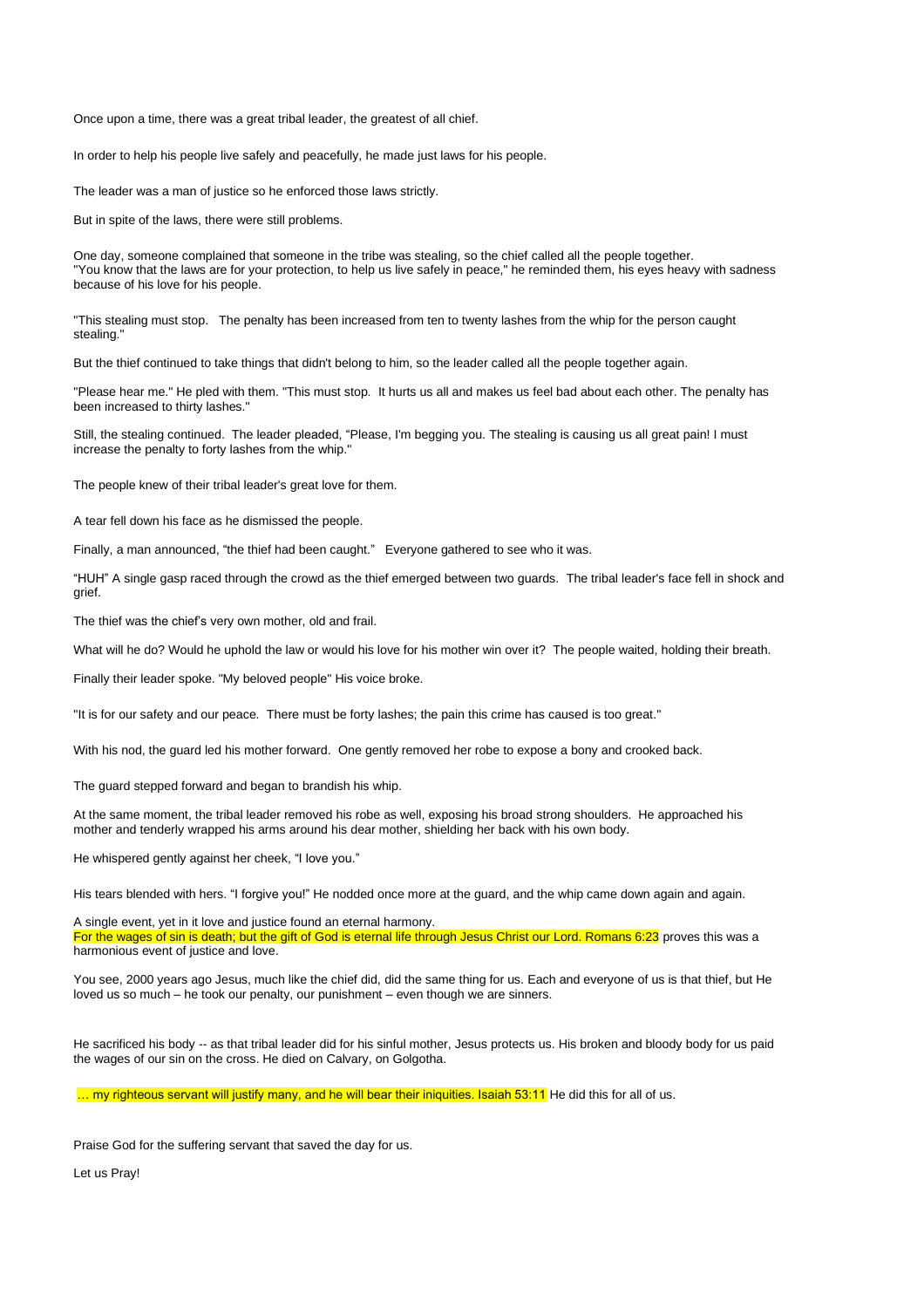Once upon a time, there was a great tribal leader, the greatest of all chief.

In order to help his people live safely and peacefully, he made just laws for his people.

The leader was a man of justice so he enforced those laws strictly.

But in spite of the laws, there were still problems.

One day, someone complained that someone in the tribe was stealing, so the chief called all the people together.
"You know that the laws are for your protection, to help us live safely in peace," he reminded them, his eyes heavy with sadness because of his love for his people.

"This stealing must stop. The penalty has been increased from ten to twenty lashes from the whip for the person caught stealing."

But the thief continued to take things that didn't belong to him, so the leader called all the people together again.

"Please hear me." He pled with them. "This must stop. It hurts us all and makes us feel bad about each other. The penalty has been increased to thirty lashes."

Still, the stealing continued. The leader pleaded, "Please, I'm begging you. The stealing is causing us all great pain! I must increase the penalty to forty lashes from the whip."

The people knew of their tribal leader's great love for them.

A tear fell down his face as he dismissed the people.

Finally, a man announced, "the thief had been caught." Everyone gathered to see who it was.

"HUH" A single gasp raced through the crowd as the thief emerged between two guards. The tribal leader's face fell in shock and grief.

The thief was the chief's very own mother, old and frail.

What will he do? Would he uphold the law or would his love for his mother win over it? The people waited, holding their breath.

Finally their leader spoke. "My beloved people" His voice broke.

"It is for our safety and our peace. There must be forty lashes; the pain this crime has caused is too great."

With his nod, the guard led his mother forward. One gently removed her robe to expose a bony and crooked back.

The guard stepped forward and began to brandish his whip.

At the same moment, the tribal leader removed his robe as well, exposing his broad strong shoulders. He approached his mother and tenderly wrapped his arms around his dear mother, shielding her back with his own body.

He whispered gently against her cheek, "I love you."

His tears blended with hers. "I forgive you!" He nodded once more at the guard, and the whip came down again and again.

A single event, yet in it love and justice found an eternal harmony.
For the wages of sin is death; but the gift of God is eternal life through Jesus Christ our Lord. Romans 6:23 proves this was a harmonious event of justice and love.

You see, 2000 years ago Jesus, much like the chief did, did the same thing for us. Each and everyone of us is that thief, but He loved us so much – he took our penalty, our punishment – even though we are sinners.

He sacrificed his body -- as that tribal leader did for his sinful mother, Jesus protects us. His broken and bloody body for us paid the wages of our sin on the cross. He died on Calvary, on Golgotha.

… my righteous servant will justify many, and he will bear their iniquities. Isaiah 53:11 He did this for all of us.

Praise God for the suffering servant that saved the day for us.

Let us Pray!